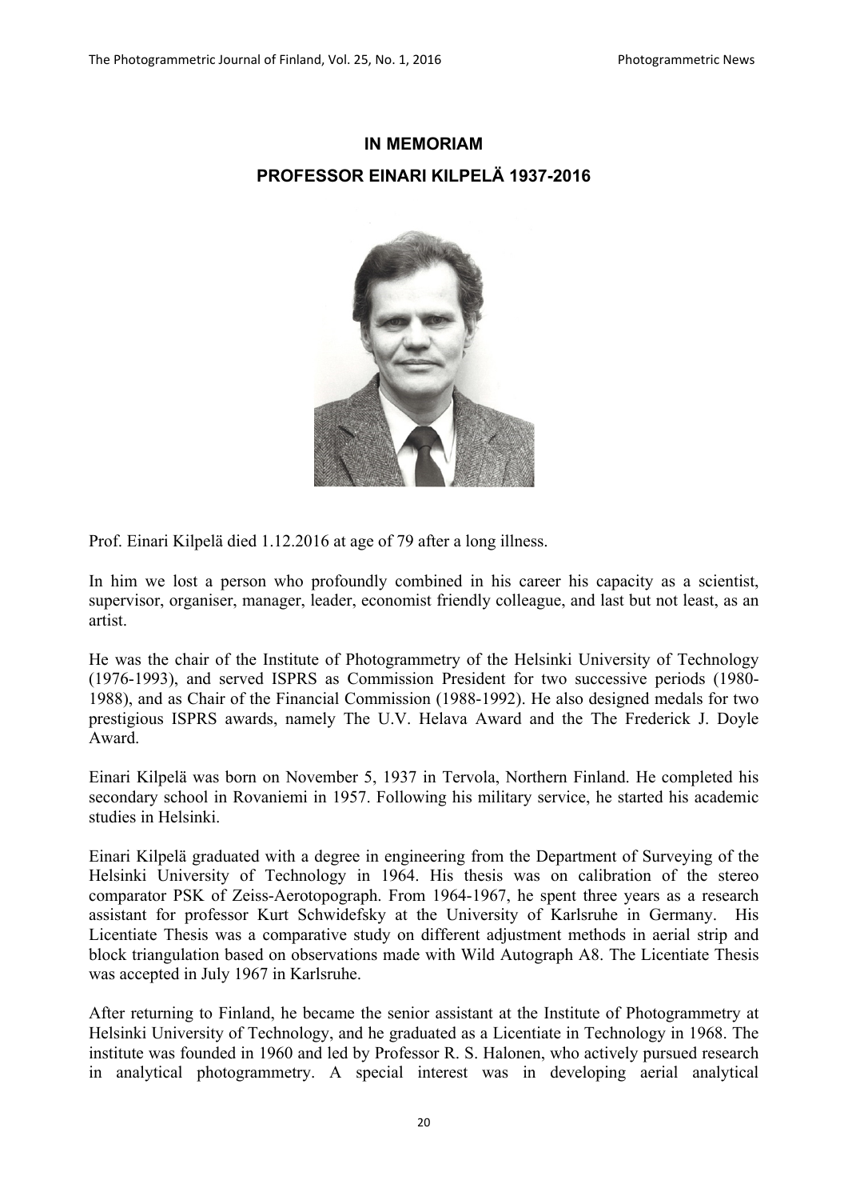# IN MEMORIAM

## PROFESSOR EINARI KILPELÄ 1937-2016

Prof. Einari Kilpelä died 1.12.2016 at age of 79 after a long illness.

In him we lost a person who profoundly combined in his career his capacity as a scientist, supervisor, organiser, manager, leader, economist friendly colleague, and last but not least, as an artist.

He was the chair of the Institute of Photogrammetry of the Helsinki University of Technology (1976-1993), and served ISPRS as Commission President for two successive periods (1980-1988), and as Chair of the Financial Commission (1988-1992). He also designed medals for two prestigious ISPRS awards, namely The U.V. Helava Award and the The Frederick J. Doyle Award.

Einari Kilpelä was born on November 5, 1937 in Tervola, Northern Finland. He completed his secondary school in Rovaniemi in 1957. Following his military service, he started his academic studies in Helsinki.

Einari Kilpelä graduated with a degree in engineering from the Department of Surveying of the Helsinki University of Technology in 1964. His thesis was on calibration of the stereo comparator PSK of Zeiss-Aerotopograph. From 1964-1967, he spent three years as a research assistant for professor Kurt Schwidefsky at the University of Karlsruhe in Germany. His Licentiate Thesis was a comparative study on different adjustment methods in aerial strip and block triangulation based on observations made with Wild Autograph A8. The Licentiate Thesis was accepted in July 1967 in Karlsruhe.

After returning to Finland, he became the senior assistant at the Institute of Photogrammetry at Helsinki University of Technology, and he graduated as a Licentiate in Technology in 1968. The institute was founded in 1960 and led by Professor R. S. Halonen, who actively pursued research in analytical photogrammetry. A special interest was in developing aerial analytical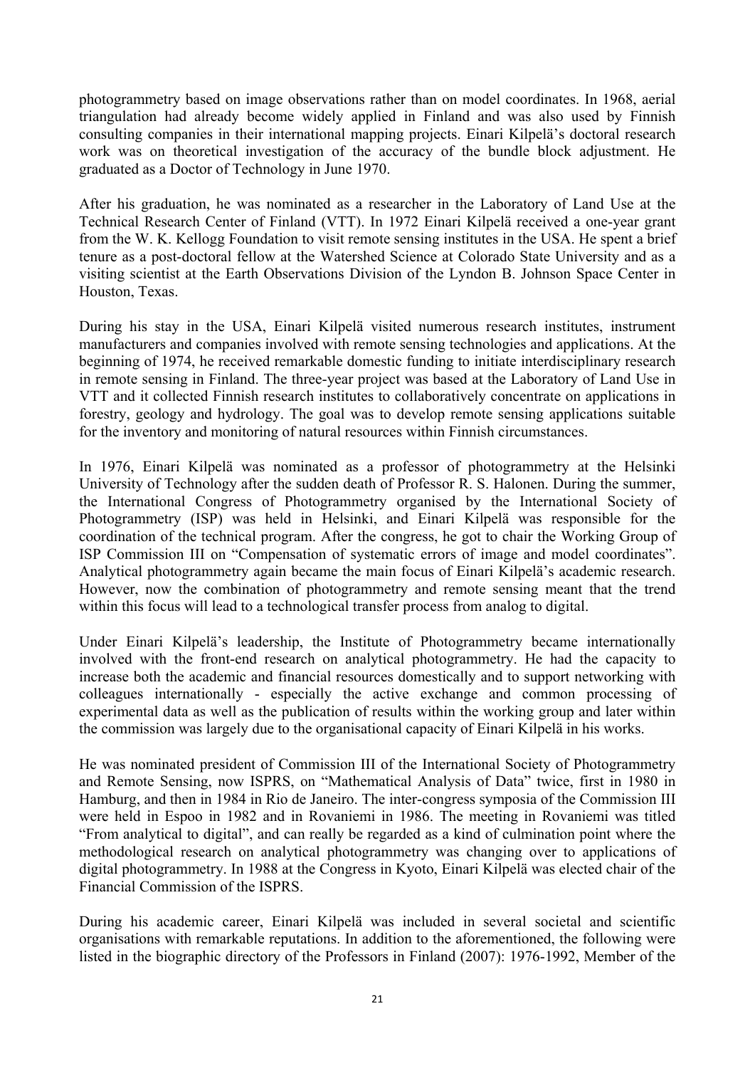photogrammetry based on image observations rather than on model coordinates. In 1968, aerial triangulation had already become widely applied in Finland and was also used by Finnish consulting companies in their international mapping projects. Einari Kilpelä's doctoral research work was on theoretical investigation of the accuracy of the bundle block adjustment. He graduated as a Doctor of Technology in June 1970.

After his graduation, he was nominated as a researcher in the Laboratory of Land Use at the Technical Research Center of Finland (VTT). In 1972 Einari Kilpelä received a one-year grant from the W. K. Kellogg Foundation to visit remote sensing institutes in the USA. He spent a brief tenure as a post-doctoral fellow at the Watershed Science at Colorado State University and as a visiting scientist at the Earth Observations Division of the Lyndon B. Johnson Space Center in Houston, Texas.

During his stay in the USA, Einari Kilpelä visited numerous research institutes, instrument manufacturers and companies involved with remote sensing technologies and applications. At the beginning of 1974, he received remarkable domestic funding to initiate interdisciplinary research in remote sensing in Finland. The three-year project was based at the Laboratory of Land Use in VTT and it collected Finnish research institutes to collaboratively concentrate on applications in forestry, geology and hydrology. The goal was to develop remote sensing applications suitable for the inventory and monitoring of natural resources within Finnish circumstances.

In 1976, Einari Kilpelä was nominated as a professor of photogrammetry at the Helsinki University of Technology after the sudden death of Professor R. S. Halonen. During the summer, the International Congress of Photogrammetry organised by the International Society of Photogrammetry (ISP) was held in Helsinki, and Einari Kilpelä was responsible for the coordination of the technical program. After the congress, he got to chair the Working Group of ISP Commission III on "Compensation of systematic errors of image and model coordinates". Analytical photogrammetry again became the main focus of Einari Kilpelä's academic research. However, now the combination of photogrammetry and remote sensing meant that the trend within this focus will lead to a technological transfer process from analog to digital.

Under Einari Kilpelä's leadership, the Institute of Photogrammetry became internationally involved with the front-end research on analytical photogrammetry. He had the capacity to increase both the academic and financial resources domestically and to support networking with colleagues internationally - especially the active exchange and common processing of experimental data as well as the publication of results within the working group and later within the commission was largely due to the organisational capacity of Einari Kilpelä in his works.

He was nominated president of Commission III of the International Society of Photogrammetry and Remote Sensing, now ISPRS, on "Mathematical Analysis of Data" twice, first in 1980 in Hamburg, and then in 1984 in Rio de Janeiro. The inter-congress symposia of the Commission III were held in Espoo in 1982 and in Rovaniemi in 1986. The meeting in Rovaniemi was titled "From analytical to digital", and can really be regarded as a kind of culmination point where the methodological research on analytical photogrammetry was changing over to applications of digital photogrammetry. In 1988 at the Congress in Kyoto, Einari Kilpelä was elected chair of the Financial Commission of the ISPRS.

During his academic career, Einari Kilpelä was included in several societal and scientific organisations with remarkable reputations. In addition to the aforementioned, the following were listed in the biographic directory of the Professors in Finland (2007): 1976-1992, Member of the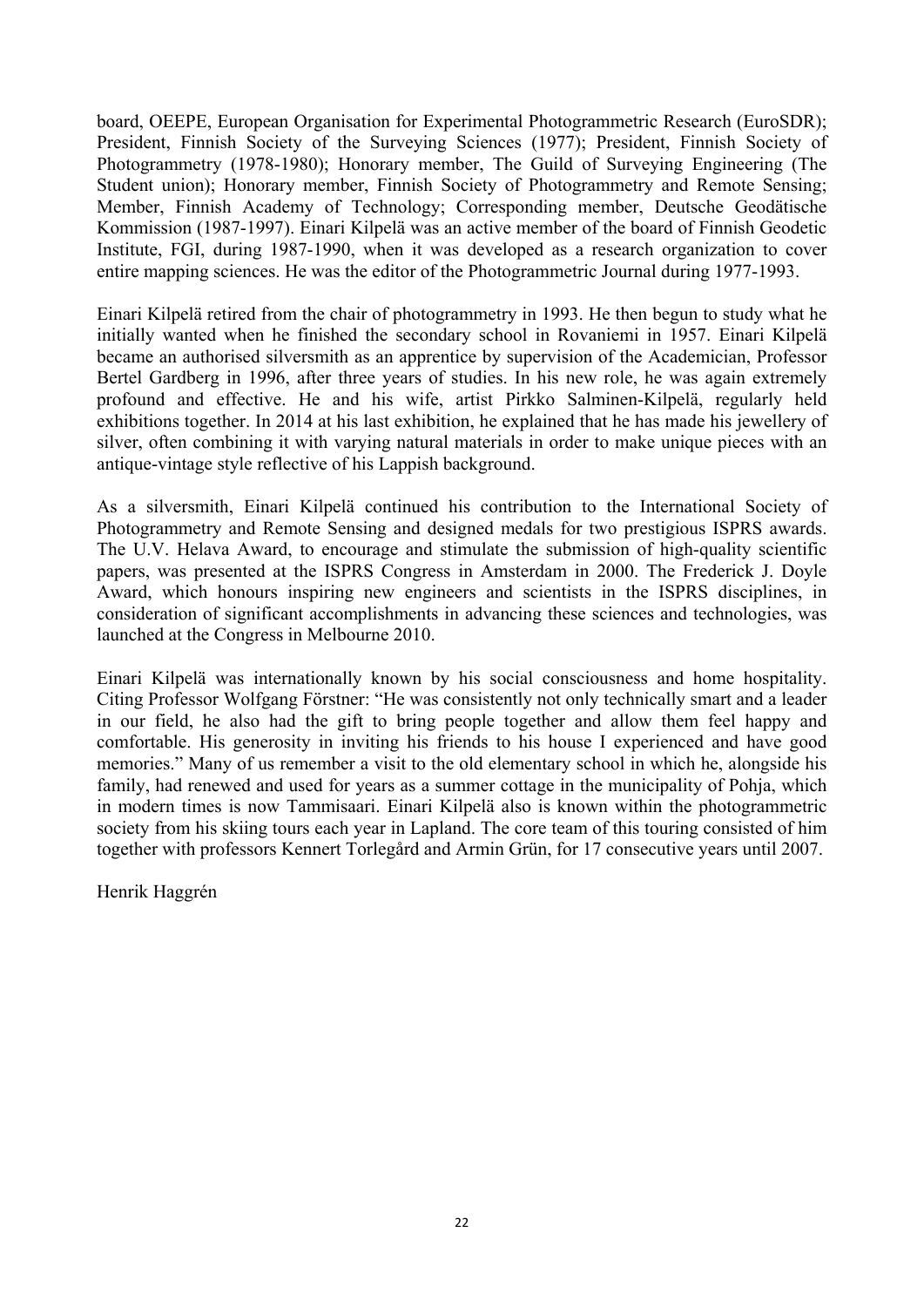board, OEEPE, European Organisation for Experimental Photogrammetric Research (EuroSDR); President, Finnish Society of the Surveying Sciences (1977); President, Finnish Society of Photogrammetry (1978-1980); Honorary member, The Guild of Surveying Engineering (The Student union); Honorary member, Finnish Society of Photogrammetry and Remote Sensing; Member, Finnish Academy of Technology; Corresponding member, Deutsche Geodätische Kommission (1987-1997). Einari Kilpelä was an active member of the board of Finnish Geodetic Institute, FGI, during 1987-1990, when it was developed as a research organization to cover entire mapping sciences. He was the editor of the Photogrammetric Journal during 1977-1993.

Einari Kilpelä retired from the chair of photogrammetry in 1993. He then begun to study what he initially wanted when he finished the secondary school in Rovaniemi in 1957. Einari Kilpelä became an authorised silversmith as an apprentice by supervision of the Academician, Professor Bertel Gardberg in 1996, after three years of studies. In his new role, he was again extremely profound and effective. He and his wife, artist Pirkko Salminen-Kilpelä, regularly held exhibitions together. In 2014 at his last exhibition, he explained that he has made his jewellery of silver, often combining it with varying natural materials in order to make unique pieces with an antique-vintage style reflective of his Lappish background.

As a silversmith, Einari Kilpelä continued his contribution to the International Society of Photogrammetry and Remote Sensing and designed medals for two prestigious ISPRS awards. The U.V. Helava Award, to encourage and stimulate the submission of high-quality scientific papers, was presented at the ISPRS Congress in Amsterdam in 2000. The Frederick J. Doyle Award, which honours inspiring new engineers and scientists in the ISPRS disciplines, in consideration of significant accomplishments in advancing these sciences and technologies, was launched at the Congress in Melbourne 2010.

Einari Kilpelä was internationally known by his social consciousness and home hospitality. Citing Professor Wolfgang Förstner: "He was consistently not only technically smart and a leader in our field, he also had the gift to bring people together and allow them feel happy and comfortable. His generosity in inviting his friends to his house I experienced and have good memories." Many of us remember a visit to the old elementary school in which he, alongside his family, had renewed and used for years as a summer cottage in the municipality of Pohja, which in modern times is now Tammisaari. Einari Kilpelä also is known within the photogrammetric society from his skiing tours each year in Lapland. The core team of this touring consisted of him together with professors Kennert Torlegård and Armin Grün, for 17 consecutive years until 2007.

Henrik Haggrén